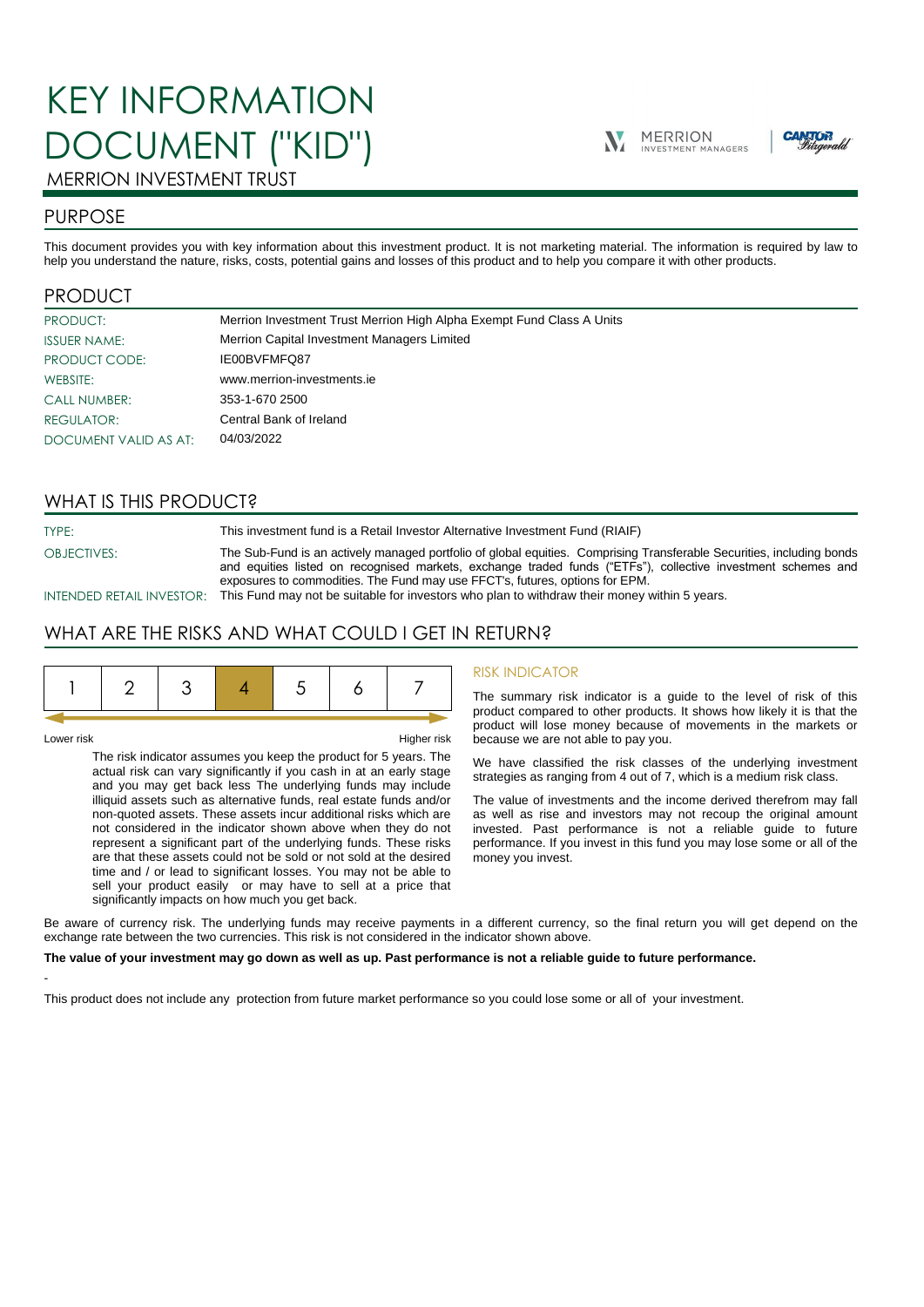# KEY INFORMATION DOCUMENT ("KID")

MERRION INVESTMENT TRUST

## PURPOSE

This document provides you with key information about this investment product. It is not marketing material. The information is required by law to help you understand the nature, risks, costs, potential gains and losses of this product and to help you compare it with other products.

## PRODUCT

| | |
|---|---|
| PRODUCT: | Merrion Investment Trust Merrion High Alpha Exempt Fund Class A Units |
| ISSUER NAME: | Merrion Capital Investment Managers Limited |
| PRODUCT CODE: | IE00BVFMFQ87 |
| WEBSITE: | www.merrion-investments.ie |
| CALL NUMBER: | 353-1-670 2500 |
| REGULATOR: | Central Bank of Ireland |
| DOCUMENT VALID AS AT: | 04/03/2022 |

## WHAT IS THIS PRODUCT?

TYPE: This investment fund is a Retail Investor Alternative Investment Fund (RIAIF)

OBJECTIVES: The Sub-Fund is an actively managed portfolio of global equities. Comprising Transferable Securities, including bonds and equities listed on recognised markets, exchange traded funds ("ETFs"), collective investment schemes and exposures to commodities. The Fund may use FFCT's, futures, options for EPM.

INTENDED RETAIL INVESTOR: This Fund may not be suitable for investors who plan to withdraw their money within 5 years.

## WHAT ARE THE RISKS AND WHAT COULD I GET IN RETURN?

| 1 | 2 | 3 | **4** | 5 | 6 | 7 |
|---|---|---|---|---|---|---|

Lower risk — Higher risk

The risk indicator assumes you keep the product for 5 years. The actual risk can vary significantly if you cash in at an early stage and you may get back less The underlying funds may include illiquid assets such as alternative funds, real estate funds and/or non-quoted assets. These assets incur additional risks which are not considered in the indicator shown above when they do not represent a significant part of the underlying funds. These risks are that these assets could not be sold or not sold at the desired time and / or lead to significant losses. You may not be able to sell your product easily or may have to sell at a price that significantly impacts on how much you get back.

### RISK INDICATOR

The summary risk indicator is a guide to the level of risk of this product compared to other products. It shows how likely it is that the product will lose money because of movements in the markets or because we are not able to pay you.

We have classified the risk classes of the underlying investment strategies as ranging from 4 out of 7, which is a medium risk class.

The value of investments and the income derived therefrom may fall as well as rise and investors may not recoup the original amount invested. Past performance is not a reliable guide to future performance. If you invest in this fund you may lose some or all of the money you invest.

Be aware of currency risk. The underlying funds may receive payments in a different currency, so the final return you will get depend on the exchange rate between the two currencies. This risk is not considered in the indicator shown above.

**The value of your investment may go down as well as up. Past performance is not a reliable guide to future performance.**

-

This product does not include any protection from future market performance so you could lose some or all of your investment.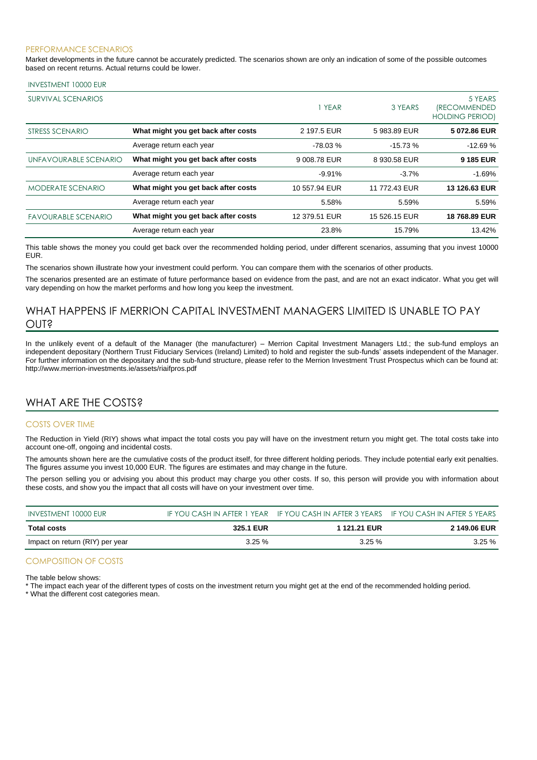### PERFORMANCE SCENARIOS

Market developments in the future cannot be accurately predicted. The scenarios shown are only an indication of some of the possible outcomes based on recent returns. Actual returns could be lower.

| INVESTMENT 10000 EUR | | | | |
|---|---|---|---|---|
| SURVIVAL SCENARIOS | | 1 YEAR | 3 YEARS | 5 YEARS (RECOMMENDED HOLDING PERIOD) |
| STRESS SCENARIO | **What might you get back after costs** | 2 197.5 EUR | 5 983.89 EUR | **5 072.86 EUR** |
| | Average return each year | -78.03 % | -15.73 % | -12.69 % |
| UNFAVOURABLE SCENARIO | **What might you get back after costs** | 9 008.78 EUR | 8 930.58 EUR | **9 185 EUR** |
| | Average return each year | -9.91% | -3.7% | -1.69% |
| MODERATE SCENARIO | **What might you get back after costs** | 10 557.94 EUR | 11 772.43 EUR | **13 126.63 EUR** |
| | Average return each year | 5.58% | 5.59% | 5.59% |
| FAVOURABLE SCENARIO | **What might you get back after costs** | 12 379.51 EUR | 15 526.15 EUR | **18 768.89 EUR** |
| | Average return each year | 23.8% | 15.79% | 13.42% |

This table shows the money you could get back over the recommended holding period, under different scenarios, assuming that you invest 10000 EUR.

The scenarios shown illustrate how your investment could perform. You can compare them with the scenarios of other products.

The scenarios presented are an estimate of future performance based on evidence from the past, and are not an exact indicator. What you get will vary depending on how the market performs and how long you keep the investment.

## WHAT HAPPENS IF MERRION CAPITAL INVESTMENT MANAGERS LIMITED IS UNABLE TO PAY OUT?

In the unlikely event of a default of the Manager (the manufacturer) – Merrion Capital Investment Managers Ltd.; the sub-fund employs an independent depositary (Northern Trust Fiduciary Services (Ireland) Limited) to hold and register the sub-funds' assets independent of the Manager. For further information on the depositary and the sub-fund structure, please refer to the Merrion Investment Trust Prospectus which can be found at: http://www.merrion-investments.ie/assets/riaifpros.pdf

## WHAT ARE THE COSTS?

### COSTS OVER TIME

The Reduction in Yield (RIY) shows what impact the total costs you pay will have on the investment return you might get. The total costs take into account one-off, ongoing and incidental costs.

The amounts shown here are the cumulative costs of the product itself, for three different holding periods. They include potential early exit penalties. The figures assume you invest 10,000 EUR. The figures are estimates and may change in the future.

The person selling you or advising you about this product may charge you other costs. If so, this person will provide you with information about these costs, and show you the impact that all costs will have on your investment over time.

| INVESTMENT 10000 EUR | IF YOU CASH IN AFTER 1 YEAR | IF YOU CASH IN AFTER 3 YEARS | IF YOU CASH IN AFTER 5 YEARS |
|---|---|---|---|
| **Total costs** | **325.1 EUR** | **1 121.21 EUR** | **2 149.06 EUR** |
| Impact on return (RIY) per year | 3.25 % | 3.25 % | 3.25 % |

### COMPOSITION OF COSTS

The table below shows:

* The impact each year of the different types of costs on the investment return you might get at the end of the recommended holding period.
* What the different cost categories mean.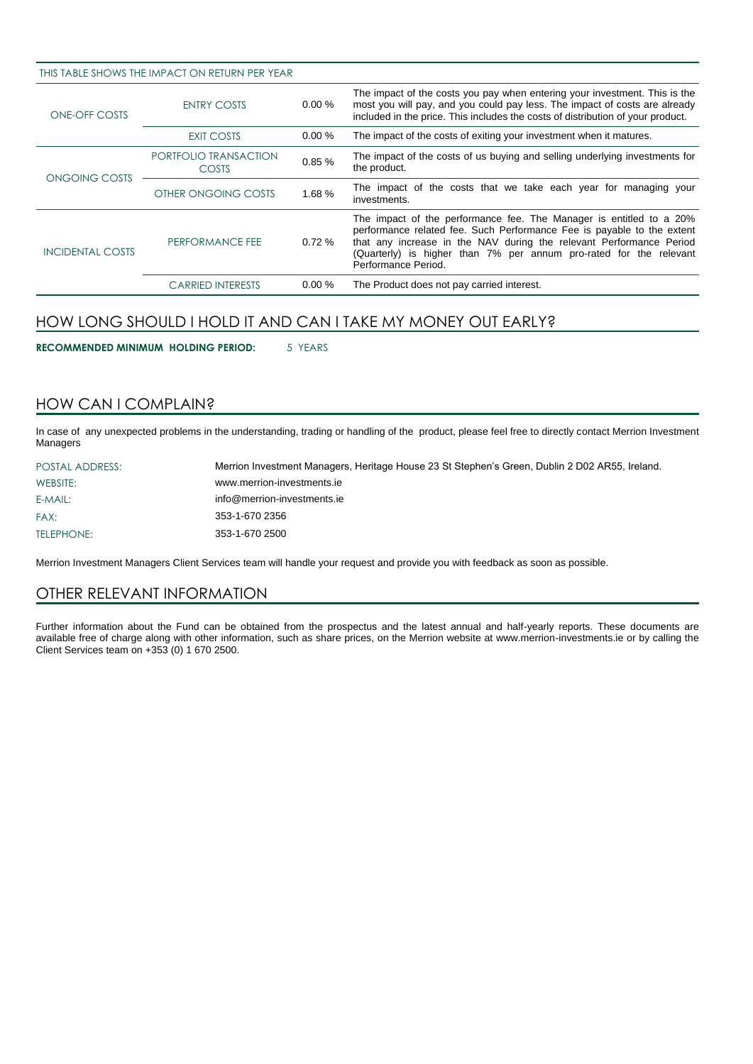| THIS TABLE SHOWS THE IMPACT ON RETURN PER YEAR | | | |
|---|---|---|---|
| ONE-OFF COSTS | ENTRY COSTS | 0.00 % | The impact of the costs you pay when entering your investment. This is the most you will pay, and you could pay less. The impact of costs are already included in the price. This includes the costs of distribution of your product. |
| | EXIT COSTS | 0.00 % | The impact of the costs of exiting your investment when it matures. |
| ONGOING COSTS | PORTFOLIO TRANSACTION COSTS | 0.85 % | The impact of the costs of us buying and selling underlying investments for the product. |
| | OTHER ONGOING COSTS | 1.68 % | The impact of the costs that we take each year for managing your investments. |
| INCIDENTAL COSTS | PERFORMANCE FEE | 0.72 % | The impact of the performance fee. The Manager is entitled to a 20% performance related fee. Such Performance Fee is payable to the extent that any increase in the NAV during the relevant Performance Period (Quarterly) is higher than 7% per annum pro-rated for the relevant Performance Period. |
| | CARRIED INTERESTS | 0.00 % | The Product does not pay carried interest. |

## HOW LONG SHOULD I HOLD IT AND CAN I TAKE MY MONEY OUT EARLY?

**RECOMMENDED MINIMUM HOLDING PERIOD:** 5 YEARS

## HOW CAN I COMPLAIN?

In case of any unexpected problems in the understanding, trading or handling of the product, please feel free to directly contact Merrion Investment Managers

| | |
|---|---|
| POSTAL ADDRESS: | Merrion Investment Managers, Heritage House 23 St Stephen's Green, Dublin 2 D02 AR55, Ireland. |
| WEBSITE: | www.merrion-investments.ie |
| E-MAIL: | info@merrion-investments.ie |
| FAX: | 353-1-670 2356 |
| TELEPHONE: | 353-1-670 2500 |

Merrion Investment Managers Client Services team will handle your request and provide you with feedback as soon as possible.

## OTHER RELEVANT INFORMATION

Further information about the Fund can be obtained from the prospectus and the latest annual and half-yearly reports. These documents are available free of charge along with other information, such as share prices, on the Merrion website at www.merrion-investments.ie or by calling the Client Services team on +353 (0) 1 670 2500.